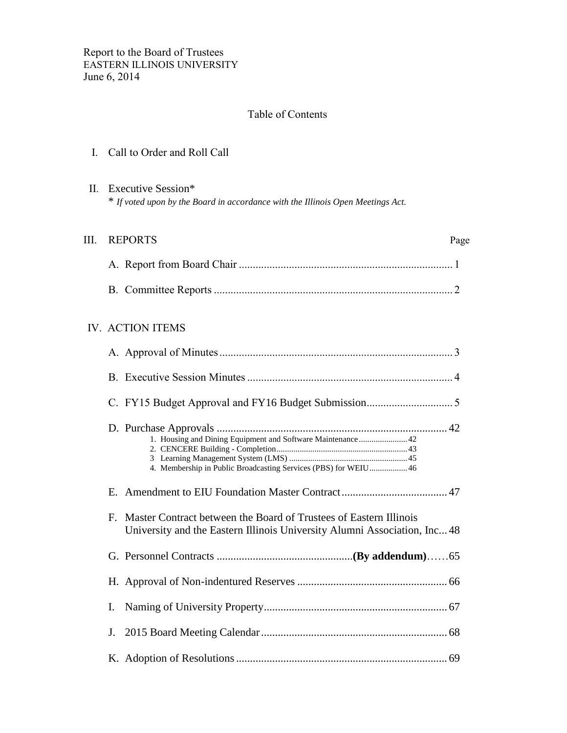Report to the Board of Trustees
EASTERN ILLINOIS UNIVERSITY
June 6, 2014

# Table of Contents

I. Call to Order and Roll Call

II. Executive Session*
\* *If voted upon by the Board in accordance with the Illinois Open Meetings Act.*

III. REPORTS — Page

A. Report from Board Chair ............ 1

B. Committee Reports ............ 2

IV. ACTION ITEMS

A. Approval of Minutes ............ 3

B. Executive Session Minutes ............ 4

C. FY15 Budget Approval and FY16 Budget Submission ............ 5

D. Purchase Approvals ............ 42

1. Housing and Dining Equipment and Software Maintenance ............ 42
2. CENCERE Building - Completion ............ 43
3. Learning Management System (LMS) ............ 45
4. Membership in Public Broadcasting Services (PBS) for WEIU ............ 46

E. Amendment to EIU Foundation Master Contract ............ 47

F. Master Contract between the Board of Trustees of Eastern Illinois University and the Eastern Illinois University Alumni Association, Inc... 48

G. Personnel Contracts ............ **(By addendum)** ...... 65

H. Approval of Non-indentured Reserves ............ 66

I. Naming of University Property ............ 67

J. 2015 Board Meeting Calendar ............ 68

K. Adoption of Resolutions ............ 69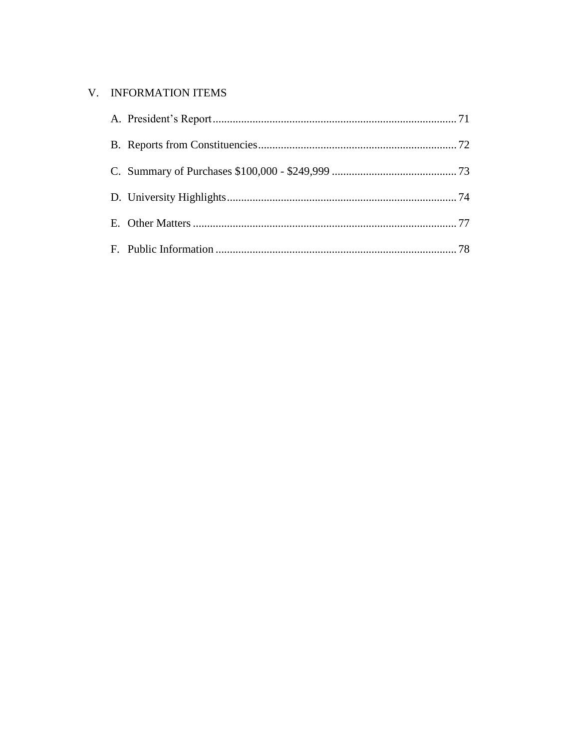## V. INFORMATION ITEMS

A. President's Report ........................................................................................ 71

B. Reports from Constituencies ........................................................................ 72

C. Summary of Purchases $100,000 - $249,999 ............................................... 73

D. University Highlights .................................................................................. 74

E. Other Matters ............................................................................................. 77

F. Public Information ...................................................................................... 78